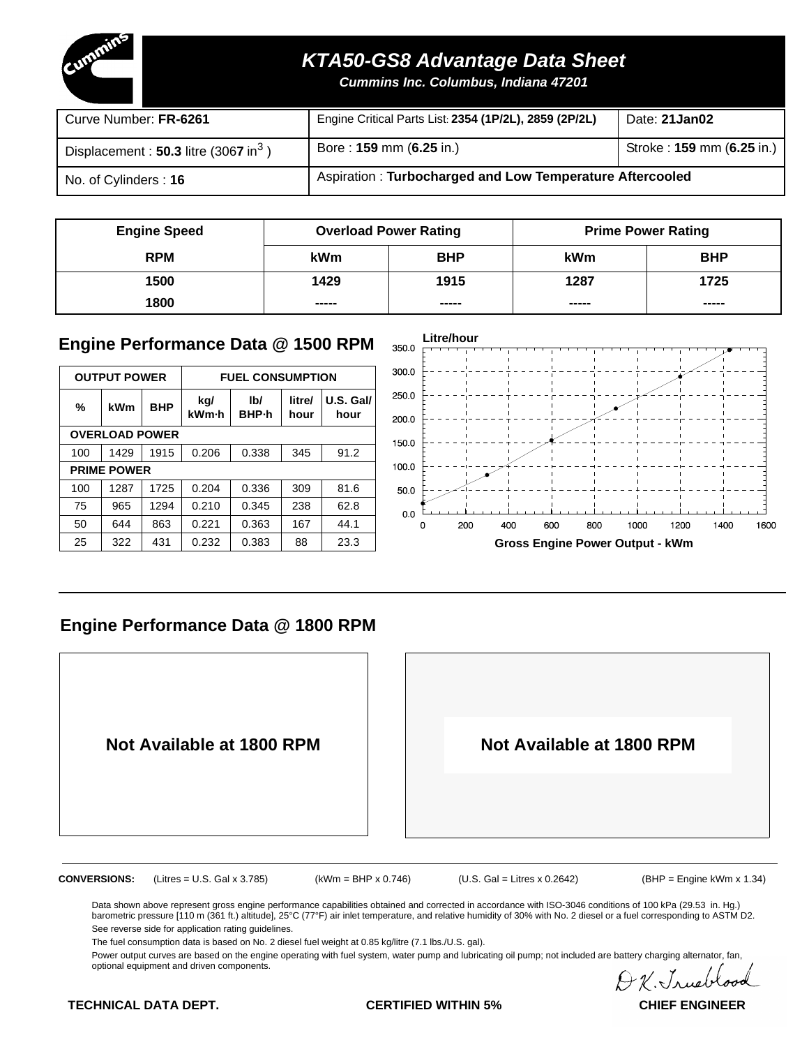# KTA50-GS8 Advantage Data Sheet

***Cummins Inc. Columbus, Indiana 47201***

| Curve Number: **FR-6261** | Engine Critical Parts List: **2354 (1P/2L), 2859 (2P/2L)** | Date: **21Jan02** |
|---|---|---|
| Displacement : **50.3** litre (306**7** in$^3$ ) | Bore : **159** mm (**6.25** in.) | Stroke : **159** mm (**6.25** in.) |
| No. of Cylinders : **16** | Aspiration : **Turbocharged and Low Temperature Aftercooled** | |

| Engine Speed | Overload Power Rating | | Prime Power Rating | |
|---|---|---|---|---|
| **RPM** | **kWm** | **BHP** | **kWm** | **BHP** |
| **1500** | **1429** | **1915** | **1287** | **1725** |
| **1800** | **-----** | **-----** | **-----** | **-----** |

## Engine Performance Data @ 1500 RPM

| OUTPUT POWER | | | FUEL CONSUMPTION | | | |
|---|---|---|---|---|---|---|
| **%** | **kWm** | **BHP** | **kg/ kWm·h** | **lb/ BHP·h** | **litre/ hour** | **U.S. Gal/ hour** |
| **OVERLOAD POWER** | | | | | | |
| 100 | 1429 | 1915 | 0.206 | 0.338 | 345 | 91.2 |
| **PRIME POWER** | | | | | | |
| 100 | 1287 | 1725 | 0.204 | 0.336 | 309 | 81.6 |
| 75 | 965 | 1294 | 0.210 | 0.345 | 238 | 62.8 |
| 50 | 644 | 863 | 0.221 | 0.363 | 167 | 44.1 |
| 25 | 322 | 431 | 0.232 | 0.383 | 88 | 23.3 |

Litre/hour vs. Gross Engine Power Output - kWm

## Engine Performance Data @ 1800 RPM

**Not Available at 1800 RPM**

**Not Available at 1800 RPM**

**CONVERSIONS:** (Litres = U.S. Gal x 3.785) (kWm = BHP x 0.746) (U.S. Gal = Litres x 0.2642) (BHP = Engine kWm x 1.34)

Data shown above represent gross engine performance capabilities obtained and corrected in accordance with ISO-3046 conditions of 100 kPa (29.53 in. Hg.) barometric pressure [110 m (361 ft.) altitude], 25°C (77°F) air inlet temperature, and relative humidity of 30% with No. 2 diesel or a fuel corresponding to ASTM D2.

See reverse side for application rating guidelines.

The fuel consumption data is based on No. 2 diesel fuel weight at 0.85 kg/litre (7.1 lbs./U.S. gal).

Power output curves are based on the engine operating with fuel system, water pump and lubricating oil pump; not included are battery charging alternator, fan, optional equipment and driven components.

D K. Trueblood

**TECHNICAL DATA DEPT.** **CERTIFIED WITHIN 5%** **CHIEF ENGINEER**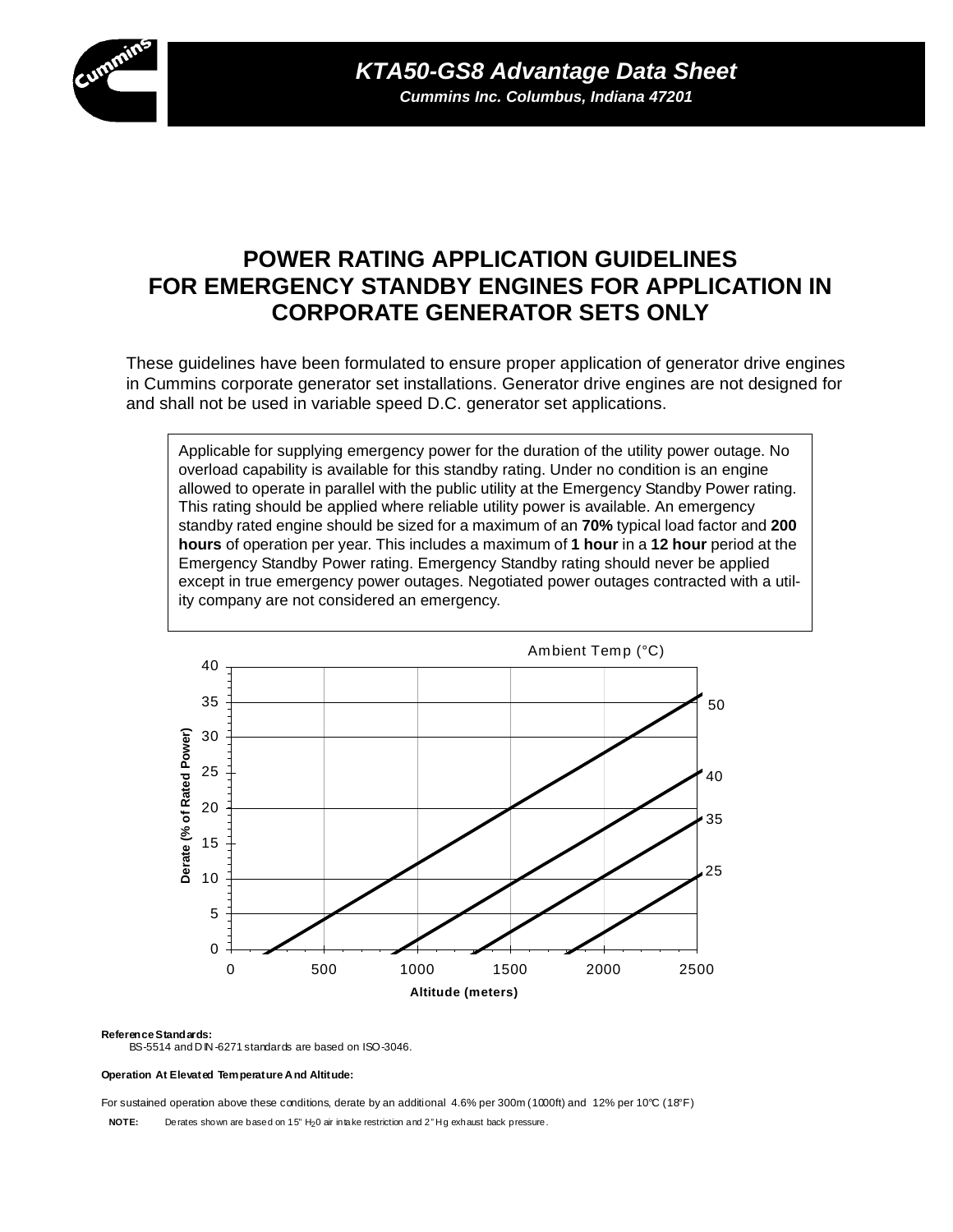# POWER RATING APPLICATION GUIDELINES FOR EMERGENCY STANDBY ENGINES FOR APPLICATION IN CORPORATE GENERATOR SETS ONLY

These guidelines have been formulated to ensure proper application of generator drive engines in Cummins corporate generator set installations. Generator drive engines are not designed for and shall not be used in variable speed D.C. generator set applications.

Applicable for supplying emergency power for the duration of the utility power outage. No overload capability is available for this standby rating. Under no condition is an engine allowed to operate in parallel with the public utility at the Emergency Standby Power rating. This rating should be applied where reliable utility power is available. An emergency standby rated engine should be sized for a maximum of an **70%** typical load factor and **200 hours** of operation per year. This includes a maximum of **1 hour** in a **12 hour** period at the Emergency Standby Power rating. Emergency Standby rating should never be applied except in true emergency power outages. Negotiated power outages contracted with a utility company are not considered an emergency.

Ambient Temp (°C)

Derate (% of Rated Power) vs. Altitude (meters) — curves for 50, 40, 35, 25 °C

**Reference Standards:**

BS-5514 and DIN-6271 standards are based on ISO-3046.

**Operation At Elevated Temperature And Altitude:**

For sustained operation above these conditions, derate by an additional 4.6% per 300m (1000ft) and 12% per 10°C (18°F)

**NOTE:** Derates shown are based on 15" $H_20$ air intake restriction and 2" Hg exhaust back pressure.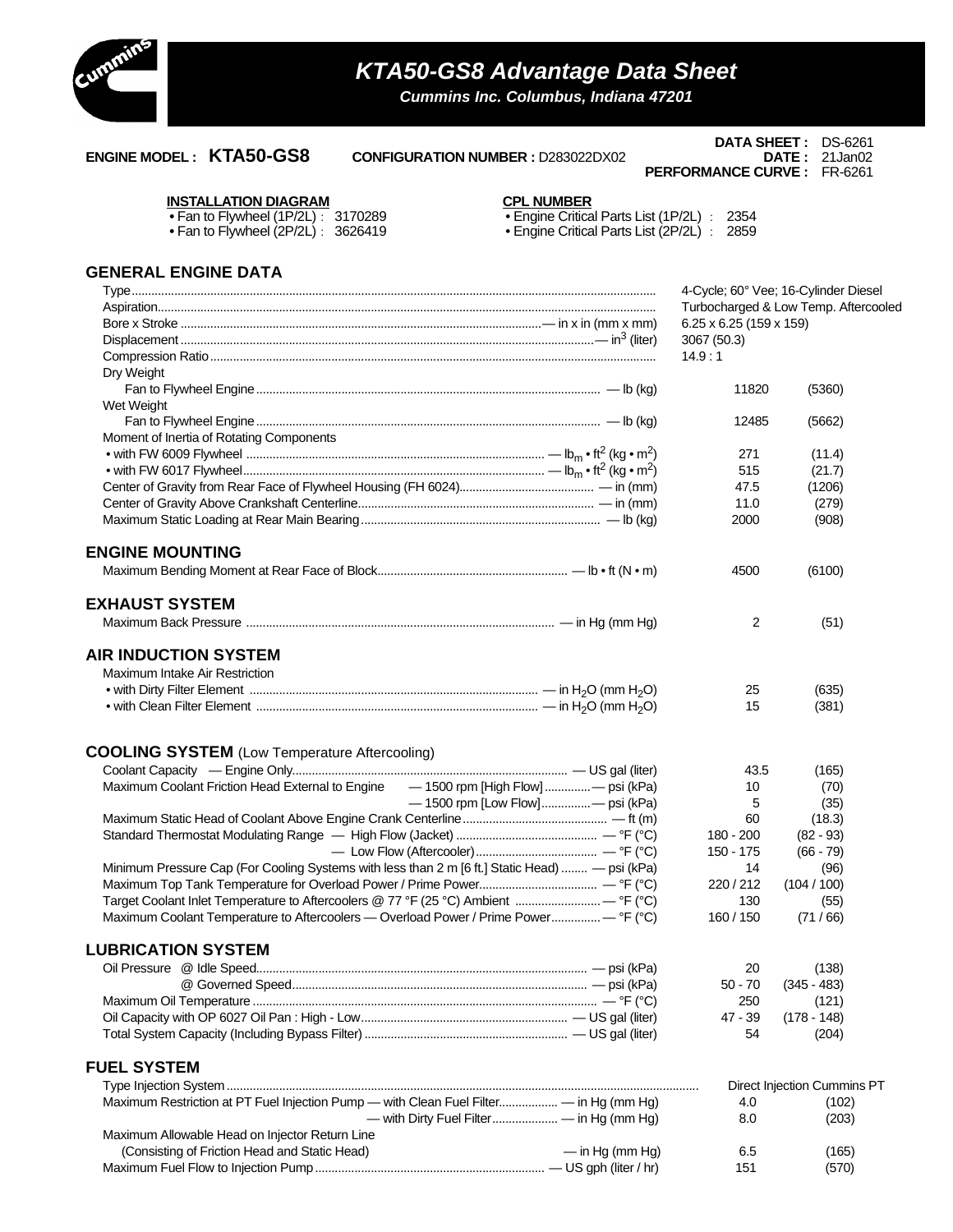# KTA50-GS8 Advantage Data Sheet

*Cummins Inc. Columbus, Indiana 47201*

**ENGINE MODEL : KTA50-GS8** **CONFIGURATION NUMBER :** D283022DX02

**DATA SHEET :** DS-6261
**DATE :** 21Jan02
**PERFORMANCE CURVE :** FR-6261

**INSTALLATION DIAGRAM**
- Fan to Flywheel (1P/2L) : 3170289
- Fan to Flywheel (2P/2L) : 3626419

**CPL NUMBER**
- Engine Critical Parts List (1P/2L) : 2354
- Engine Critical Parts List (2P/2L) : 2859

## GENERAL ENGINE DATA

| | | |
|---|---|---|
| Type | 4-Cycle; 60° Vee; 16-Cylinder Diesel | |
| Aspiration | Turbocharged & Low Temp. Aftercooled | |
| Bore x Stroke — in x in (mm x mm) | 6.25 x 6.25 (159 x 159) | |
| Displacement — $in^3$ (liter) | 3067 (50.3) | |
| Compression Ratio | 14.9 : 1 | |
| Dry Weight | | |
| Fan to Flywheel Engine — lb (kg) | 11820 | (5360) |
| Wet Weight | | |
| Fan to Flywheel Engine — lb (kg) | 12485 | (5662) |
| Moment of Inertia of Rotating Components | | |
| • with FW 6009 Flywheel — $lb_m \cdot ft^2$ ($kg \cdot m^2$) | 271 | (11.4) |
| • with FW 6017 Flywheel — $lb_m \cdot ft^2$ ($kg \cdot m^2$) | 515 | (21.7) |
| Center of Gravity from Rear Face of Flywheel Housing (FH 6024) — in (mm) | 47.5 | (1206) |
| Center of Gravity Above Crankshaft Centerline — in (mm) | 11.0 | (279) |
| Maximum Static Loading at Rear Main Bearing — lb (kg) | 2000 | (908) |

## ENGINE MOUNTING

| | | |
|---|---|---|
| Maximum Bending Moment at Rear Face of Block — lb • ft (N • m) | 4500 | (6100) |

## EXHAUST SYSTEM

| | | |
|---|---|---|
| Maximum Back Pressure — in Hg (mm Hg) | 2 | (51) |

## AIR INDUCTION SYSTEM

| | | |
|---|---|---|
| Maximum Intake Air Restriction | | |
| • with Dirty Filter Element — in $H_2O$ (mm $H_2O$) | 25 | (635) |
| • with Clean Filter Element — in $H_2O$ (mm $H_2O$) | 15 | (381) |

## COOLING SYSTEM (Low Temperature Aftercooling)

| | | |
|---|---|---|
| Coolant Capacity — Engine Only — US gal (liter) | 43.5 | (165) |
| Maximum Coolant Friction Head External to Engine — 1500 rpm [High Flow] — psi (kPa) | 10 | (70) |
| — 1500 rpm [Low Flow] — psi (kPa) | 5 | (35) |
| Maximum Static Head of Coolant Above Engine Crank Centerline — ft (m) | 60 | (18.3) |
| Standard Thermostat Modulating Range — High Flow (Jacket) — °F (°C) | 180 - 200 | (82 - 93) |
| — Low Flow (Aftercooler) — °F (°C) | 150 - 175 | (66 - 79) |
| Minimum Pressure Cap (For Cooling Systems with less than 2 m [6 ft.] Static Head) — psi (kPa) | 14 | (96) |
| Maximum Top Tank Temperature for Overload Power / Prime Power — °F (°C) | 220 / 212 | (104 / 100) |
| Target Coolant Inlet Temperature to Aftercoolers @ 77 °F (25 °C) Ambient — °F (°C) | 130 | (55) |
| Maximum Coolant Temperature to Aftercoolers — Overload Power / Prime Power — °F (°C) | 160 / 150 | (71 / 66) |

## LUBRICATION SYSTEM

| | | |
|---|---|---|
| Oil Pressure @ Idle Speed — psi (kPa) | 20 | (138) |
| @ Governed Speed — psi (kPa) | 50 - 70 | (345 - 483) |
| Maximum Oil Temperature — °F (°C) | 250 | (121) |
| Oil Capacity with OP 6027 Oil Pan : High - Low — US gal (liter) | 47 - 39 | (178 - 148) |
| Total System Capacity (Including Bypass Filter) — US gal (liter) | 54 | (204) |

## FUEL SYSTEM

| | | |
|---|---|---|
| Type Injection System | Direct Injection Cummins PT | |
| Maximum Restriction at PT Fuel Injection Pump — with Clean Fuel Filter — in Hg (mm Hg) | 4.0 | (102) |
| — with Dirty Fuel Filter — in Hg (mm Hg) | 8.0 | (203) |
| Maximum Allowable Head on Injector Return Line | | |
| (Consisting of Friction Head and Static Head) — in Hg (mm Hg) | 6.5 | (165) |
| Maximum Fuel Flow to Injection Pump — US gph (liter / hr) | 151 | (570) |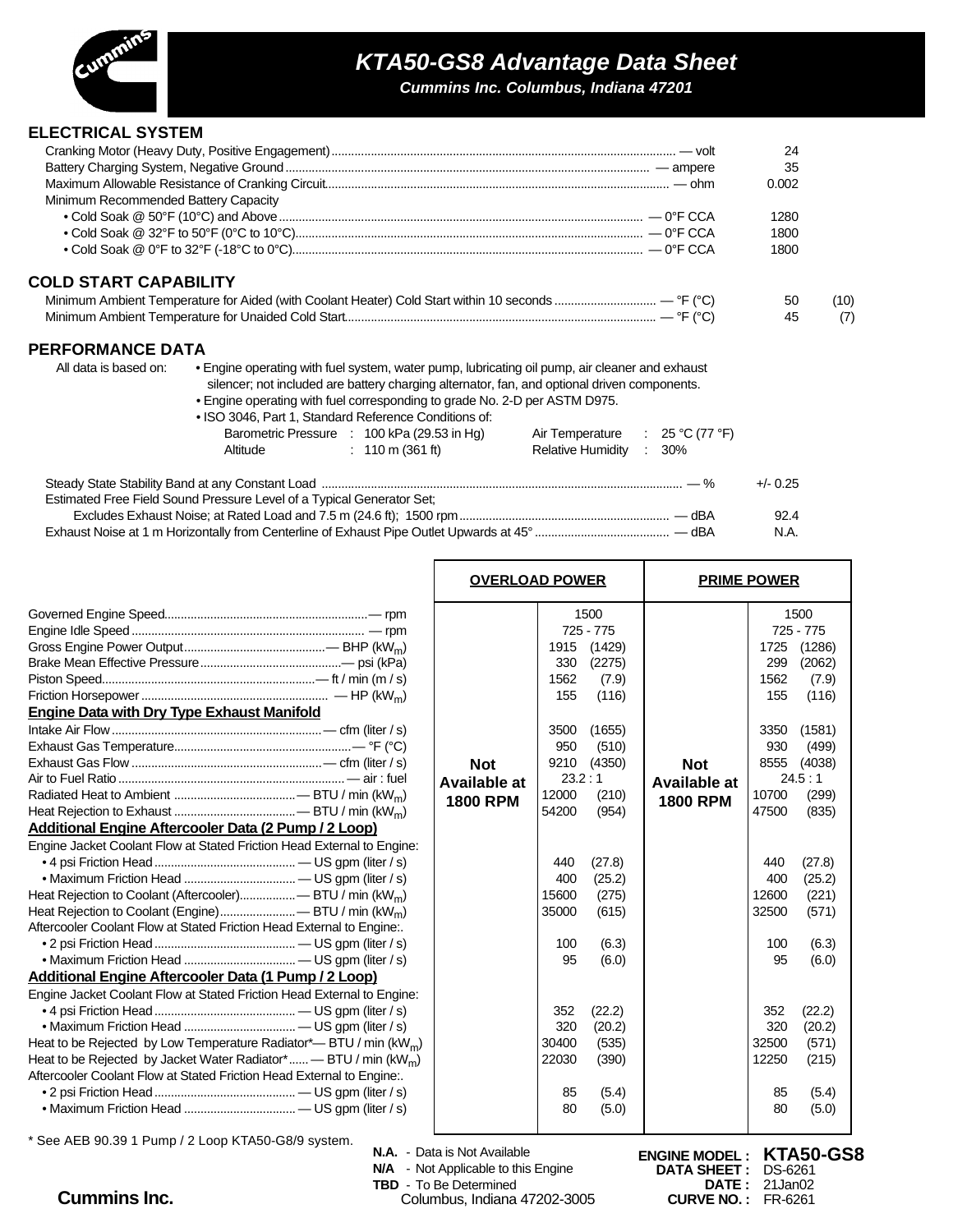# KTA50-GS8 Advantage Data Sheet

*Cummins Inc. Columbus, Indiana 47201*

## ELECTRICAL SYSTEM

| | | |
|---|---|---|
| Cranking Motor (Heavy Duty, Positive Engagement) — volt | 24 | |
| Battery Charging System, Negative Ground — ampere | 35 | |
| Maximum Allowable Resistance of Cranking Circuit — ohm | 0.002 | |
| Minimum Recommended Battery Capacity | | |
| • Cold Soak @ 50°F (10°C) and Above — 0°F CCA | 1280 | |
| • Cold Soak @ 32°F to 50°F (0°C to 10°C) — 0°F CCA | 1800 | |
| • Cold Soak @ 0°F to 32°F (-18°C to 0°C) — 0°F CCA | 1800 | |

## COLD START CAPABILITY

| | | |
|---|---|---|
| Minimum Ambient Temperature for Aided (with Coolant Heater) Cold Start within 10 seconds — °F (°C) | 50 | (10) |
| Minimum Ambient Temperature for Unaided Cold Start — °F (°C) | 45 | (7) |

## PERFORMANCE DATA

All data is based on:

- Engine operating with fuel system, water pump, lubricating oil pump, air cleaner and exhaust silencer; not included are battery charging alternator, fan, and optional driven components.
- Engine operating with fuel corresponding to grade No. 2-D per ASTM D975.
- ISO 3046, Part 1, Standard Reference Conditions of:
  - Barometric Pressure : 100 kPa (29.53 in Hg) Air Temperature : 25 °C (77 °F)
  - Altitude : 110 m (361 ft) Relative Humidity : 30%

| | |
|---|---|
| Steady State Stability Band at any Constant Load — % | +/- 0.25 |
| Estimated Free Field Sound Pressure Level of a Typical Generator Set; Excludes Exhaust Noise; at Rated Load and 7.5 m (24.6 ft); 1500 rpm — dBA | 92.4 |
| Exhaust Noise at 1 m Horizontally from Centerline of Exhaust Pipe Outlet Upwards at 45° — dBA | N.A. |

| | OVERLOAD POWER | | PRIME POWER | |
|---|---|---|---|---|
| Governed Engine Speed — rpm | Not Available at 1800 RPM | 1500 | Not Available at 1800 RPM | 1500 |
| Engine Idle Speed — rpm | | 725 - 775 | | 725 - 775 |
| Gross Engine Power Output — BHP ($kW_m$) | | 1915 (1429) | | 1725 (1286) |
| Brake Mean Effective Pressure — psi (kPa) | | 330 (2275) | | 299 (2062) |
| Piston Speed — ft / min (m / s) | | 1562 (7.9) | | 1562 (7.9) |
| Friction Horsepower — HP ($kW_m$) | | 155 (116) | | 155 (116) |
| **Engine Data with Dry Type Exhaust Manifold** | | | | |
| Intake Air Flow — cfm (liter / s) | | 3500 (1655) | | 3350 (1581) |
| Exhaust Gas Temperature — °F (°C) | | 950 (510) | | 930 (499) |
| Exhaust Gas Flow — cfm (liter / s) | | 9210 (4350) | | 8555 (4038) |
| Air to Fuel Ratio — air : fuel | | 23.2 : 1 | | 24.5 : 1 |
| Radiated Heat to Ambient — BTU / min ($kW_m$) | | 12000 (210) | | 10700 (299) |
| Heat Rejection to Exhaust — BTU / min ($kW_m$) | | 54200 (954) | | 47500 (835) |
| **Additional Engine Aftercooler Data (2 Pump / 2 Loop)** | | | | |
| Engine Jacket Coolant Flow at Stated Friction Head External to Engine: | | | | |
| • 4 psi Friction Head — US gpm (liter / s) | | 440 (27.8) | | 440 (27.8) |
| • Maximum Friction Head — US gpm (liter / s) | | 400 (25.2) | | 400 (25.2) |
| Heat Rejection to Coolant (Aftercooler) — BTU / min ($kW_m$) | | 15600 (275) | | 12600 (221) |
| Heat Rejection to Coolant (Engine) — BTU / min ($kW_m$) | | 35000 (615) | | 32500 (571) |
| Aftercooler Coolant Flow at Stated Friction Head External to Engine:. | | | | |
| • 2 psi Friction Head — US gpm (liter / s) | | 100 (6.3) | | 100 (6.3) |
| • Maximum Friction Head — US gpm (liter / s) | | 95 (6.0) | | 95 (6.0) |
| **Additional Engine Aftercooler Data (1 Pump / 2 Loop)** | | | | |
| Engine Jacket Coolant Flow at Stated Friction Head External to Engine: | | | | |
| • 4 psi Friction Head — US gpm (liter / s) | | 352 (22.2) | | 352 (22.2) |
| • Maximum Friction Head — US gpm (liter / s) | | 320 (20.2) | | 320 (20.2) |
| Heat to be Rejected by Low Temperature Radiator* — BTU / min ($kW_m$) | | 30400 (535) | | 32500 (571) |
| Heat to be Rejected by Jacket Water Radiator* — BTU / min ($kW_m$) | | 22030 (390) | | 12250 (215) |
| Aftercooler Coolant Flow at Stated Friction Head External to Engine:. | | | | |
| • 2 psi Friction Head — US gpm (liter / s) | | 85 (5.4) | | 85 (5.4) |
| • Maximum Friction Head — US gpm (liter / s) | | 80 (5.0) | | 80 (5.0) |

* See AEB 90.39 1 Pump / 2 Loop KTA50-G8/9 system.

**N.A.** - Data is Not Available
**N/A** - Not Applicable to this Engine
**TBD** - To Be Determined

**Cummins Inc.**
Columbus, Indiana 47202-3005

**ENGINE MODEL : KTA50-GS8**
**DATA SHEET :** DS-6261
**DATE :** 21Jan02
**CURVE NO. :** FR-6261